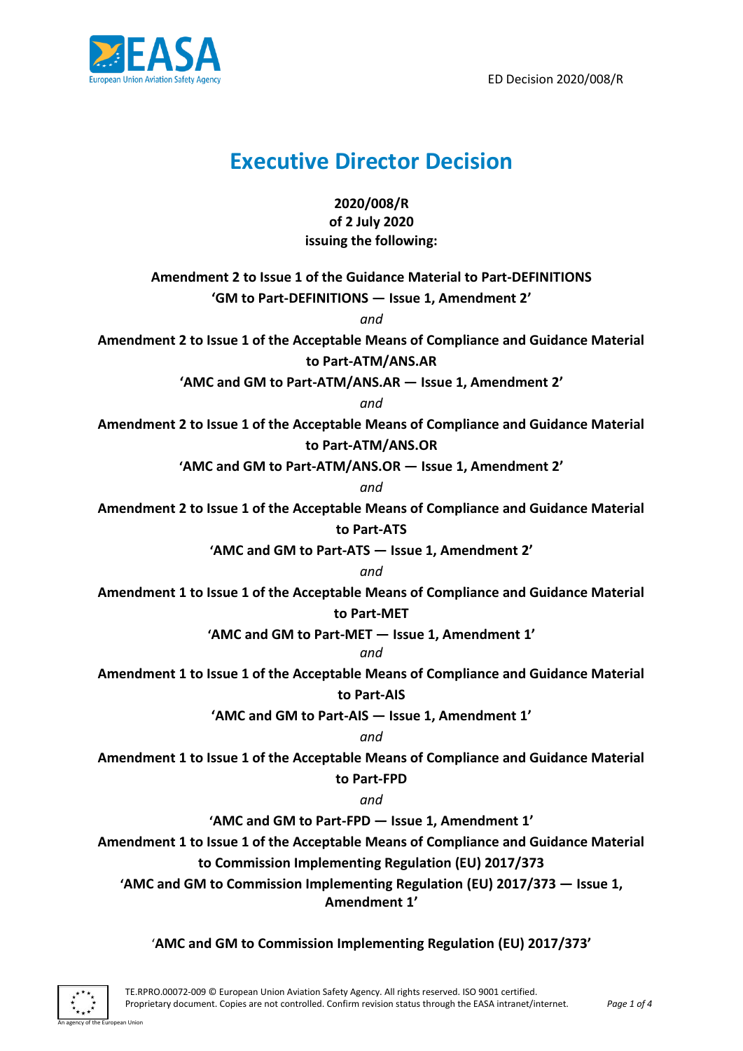ED Decision 2020/008/R

# Executive Director Decision

**2020/008/R**
**of 2 July 2020**
**issuing the following:**

**Amendment 2 to Issue 1 of the Guidance Material to Part-DEFINITIONS**
**'GM to Part-DEFINITIONS — Issue 1, Amendment 2'**

*and*

**Amendment 2 to Issue 1 of the Acceptable Means of Compliance and Guidance Material to Part-ATM/ANS.AR**
**'AMC and GM to Part-ATM/ANS.AR — Issue 1, Amendment 2'**

*and*

**Amendment 2 to Issue 1 of the Acceptable Means of Compliance and Guidance Material to Part-ATM/ANS.OR**
**'AMC and GM to Part-ATM/ANS.OR — Issue 1, Amendment 2'**

*and*

**Amendment 2 to Issue 1 of the Acceptable Means of Compliance and Guidance Material to Part-ATS**
**'AMC and GM to Part-ATS — Issue 1, Amendment 2'**

*and*

**Amendment 1 to Issue 1 of the Acceptable Means of Compliance and Guidance Material to Part-MET**
**'AMC and GM to Part-MET — Issue 1, Amendment 1'**

*and*

**Amendment 1 to Issue 1 of the Acceptable Means of Compliance and Guidance Material to Part-AIS**
**'AMC and GM to Part-AIS — Issue 1, Amendment 1'**

*and*

**Amendment 1 to Issue 1 of the Acceptable Means of Compliance and Guidance Material to Part-FPD**

*and*

**'AMC and GM to Part-FPD — Issue 1, Amendment 1'**
**Amendment 1 to Issue 1 of the Acceptable Means of Compliance and Guidance Material to Commission Implementing Regulation (EU) 2017/373**
**'AMC and GM to Commission Implementing Regulation (EU) 2017/373 — Issue 1, Amendment 1'**

'**AMC and GM to Commission Implementing Regulation (EU) 2017/373'**

TE.RPRO.00072-009 © European Union Aviation Safety Agency. All rights reserved. ISO 9001 certified.
Proprietary document. Copies are not controlled. Confirm revision status through the EASA intranet/internet.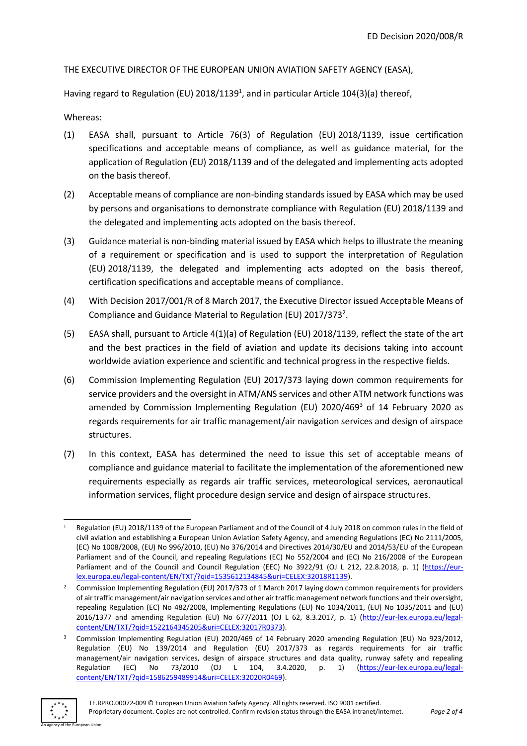THE EXECUTIVE DIRECTOR OF THE EUROPEAN UNION AVIATION SAFETY AGENCY (EASA),

Having regard to Regulation (EU) 2018/1139[1], and in particular Article 104(3)(a) thereof,

Whereas:

(1) EASA shall, pursuant to Article 76(3) of Regulation (EU) 2018/1139, issue certification specifications and acceptable means of compliance, as well as guidance material, for the application of Regulation (EU) 2018/1139 and of the delegated and implementing acts adopted on the basis thereof.

(2) Acceptable means of compliance are non-binding standards issued by EASA which may be used by persons and organisations to demonstrate compliance with Regulation (EU) 2018/1139 and the delegated and implementing acts adopted on the basis thereof.

(3) Guidance material is non-binding material issued by EASA which helps to illustrate the meaning of a requirement or specification and is used to support the interpretation of Regulation (EU) 2018/1139, the delegated and implementing acts adopted on the basis thereof, certification specifications and acceptable means of compliance.

(4) With Decision 2017/001/R of 8 March 2017, the Executive Director issued Acceptable Means of Compliance and Guidance Material to Regulation (EU) 2017/373[2].

(5) EASA shall, pursuant to Article 4(1)(a) of Regulation (EU) 2018/1139, reflect the state of the art and the best practices in the field of aviation and update its decisions taking into account worldwide aviation experience and scientific and technical progress in the respective fields.

(6) Commission Implementing Regulation (EU) 2017/373 laying down common requirements for service providers and the oversight in ATM/ANS services and other ATM network functions was amended by Commission Implementing Regulation (EU) 2020/469[3] of 14 February 2020 as regards requirements for air traffic management/air navigation services and design of airspace structures.

(7) In this context, EASA has determined the need to issue this set of acceptable means of compliance and guidance material to facilitate the implementation of the aforementioned new requirements especially as regards air traffic services, meteorological services, aeronautical information services, flight procedure design service and design of airspace structures.

---

[1] Regulation (EU) 2018/1139 of the European Parliament and of the Council of 4 July 2018 on common rules in the field of civil aviation and establishing a European Union Aviation Safety Agency, and amending Regulations (EC) No 2111/2005, (EC) No 1008/2008, (EU) No 996/2010, (EU) No 376/2014 and Directives 2014/30/EU and 2014/53/EU of the European Parliament and of the Council, and repealing Regulations (EC) No 552/2004 and (EC) No 216/2008 of the European Parliament and of the Council and Council Regulation (EEC) No 3922/91 (OJ L 212, 22.8.2018, p. 1) (https://eur-lex.europa.eu/legal-content/EN/TXT/?qid=1535612134845&uri=CELEX:32018R1139).

[2] Commission Implementing Regulation (EU) 2017/373 of 1 March 2017 laying down common requirements for providers of air traffic management/air navigation services and other air traffic management network functions and their oversight, repealing Regulation (EC) No 482/2008, Implementing Regulations (EU) No 1034/2011, (EU) No 1035/2011 and (EU) 2016/1377 and amending Regulation (EU) No 677/2011 (OJ L 62, 8.3.2017, p. 1) (http://eur-lex.europa.eu/legal-content/EN/TXT/?qid=1522164345205&uri=CELEX:32017R0373).

[3] Commission Implementing Regulation (EU) 2020/469 of 14 February 2020 amending Regulation (EU) No 923/2012, Regulation (EU) No 139/2014 and Regulation (EU) 2017/373 as regards requirements for air traffic management/air navigation services, design of airspace structures and data quality, runway safety and repealing Regulation (EC) No 73/2010 (OJ L 104, 3.4.2020, p. 1) (https://eur-lex.europa.eu/legal-content/EN/TXT/?qid=1586259489914&uri=CELEX:32020R0469).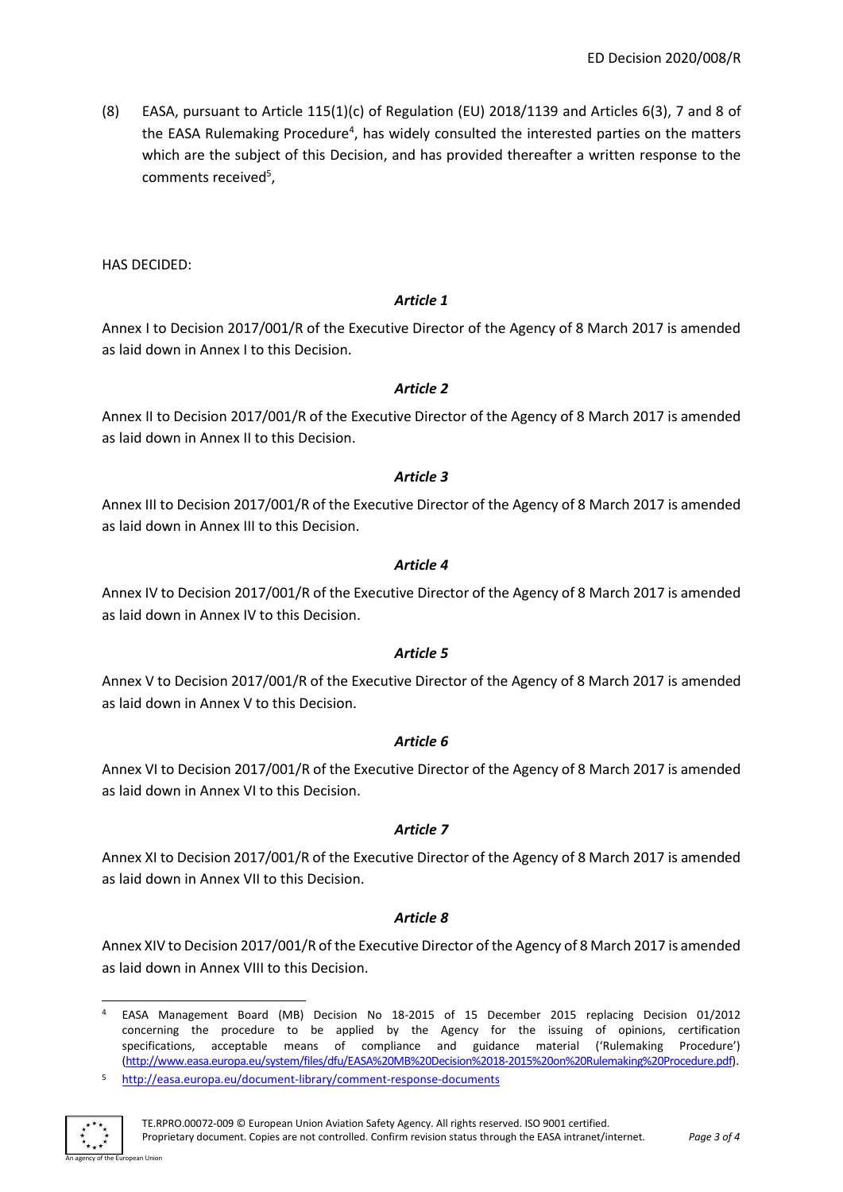(8) EASA, pursuant to Article 115(1)(c) of Regulation (EU) 2018/1139 and Articles 6(3), 7 and 8 of the EASA Rulemaking Procedure[4], has widely consulted the interested parties on the matters which are the subject of this Decision, and has provided thereafter a written response to the comments received[5],

HAS DECIDED:

*Article 1*

Annex I to Decision 2017/001/R of the Executive Director of the Agency of 8 March 2017 is amended as laid down in Annex I to this Decision.

*Article 2*

Annex II to Decision 2017/001/R of the Executive Director of the Agency of 8 March 2017 is amended as laid down in Annex II to this Decision.

*Article 3*

Annex III to Decision 2017/001/R of the Executive Director of the Agency of 8 March 2017 is amended as laid down in Annex III to this Decision.

*Article 4*

Annex IV to Decision 2017/001/R of the Executive Director of the Agency of 8 March 2017 is amended as laid down in Annex IV to this Decision.

*Article 5*

Annex V to Decision 2017/001/R of the Executive Director of the Agency of 8 March 2017 is amended as laid down in Annex V to this Decision.

*Article 6*

Annex VI to Decision 2017/001/R of the Executive Director of the Agency of 8 March 2017 is amended as laid down in Annex VI to this Decision.

*Article 7*

Annex XI to Decision 2017/001/R of the Executive Director of the Agency of 8 March 2017 is amended as laid down in Annex VII to this Decision.

*Article 8*

Annex XIV to Decision 2017/001/R of the Executive Director of the Agency of 8 March 2017 is amended as laid down in Annex VIII to this Decision.

---

[4] EASA Management Board (MB) Decision No 18-2015 of 15 December 2015 replacing Decision 01/2012 concerning the procedure to be applied by the Agency for the issuing of opinions, certification specifications, acceptable means of compliance and guidance material ('Rulemaking Procedure') (http://www.easa.europa.eu/system/files/dfu/EASA%20MB%20Decision%2018-2015%20on%20Rulemaking%20Procedure.pdf).

[5] http://easa.europa.eu/document-library/comment-response-documents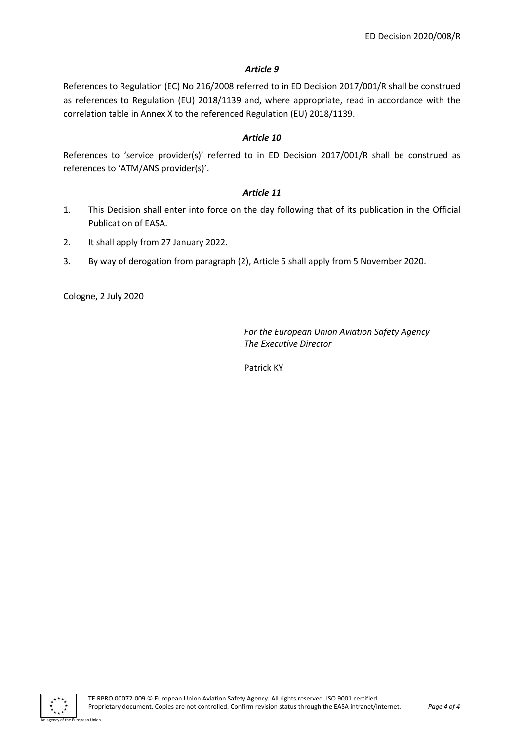### *Article 9*

References to Regulation (EC) No 216/2008 referred to in ED Decision 2017/001/R shall be construed as references to Regulation (EU) 2018/1139 and, where appropriate, read in accordance with the correlation table in Annex X to the referenced Regulation (EU) 2018/1139.

### *Article 10*

References to 'service provider(s)' referred to in ED Decision 2017/001/R shall be construed as references to 'ATM/ANS provider(s)'.

### *Article 11*

1. This Decision shall enter into force on the day following that of its publication in the Official Publication of EASA.
2. It shall apply from 27 January 2022.
3. By way of derogation from paragraph (2), Article 5 shall apply from 5 November 2020.

Cologne, 2 July 2020

*For the European Union Aviation Safety Agency*
*The Executive Director*

Patrick KY